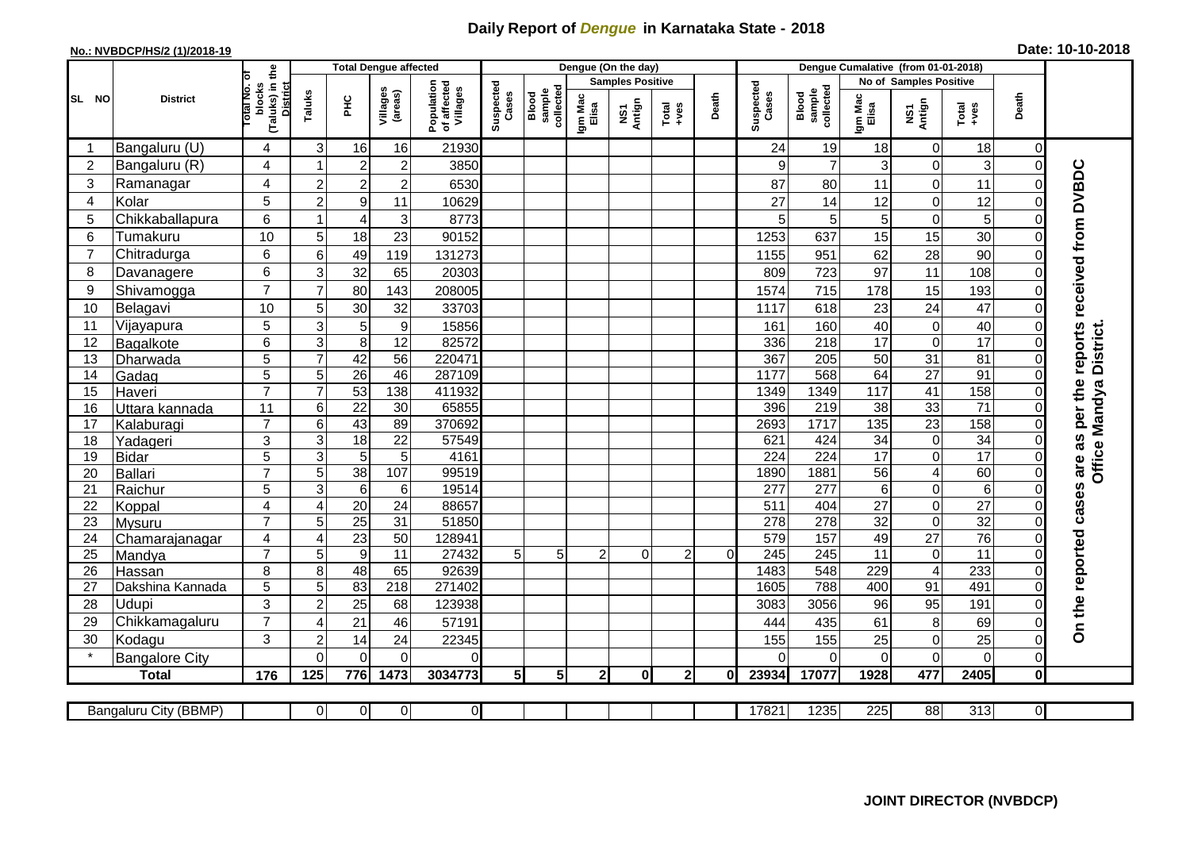# Daily Report of *Dengue* in Karnataka State - 2018

**No.: NVBDCP/HS/2 (1)/2018-19**

**Date: 10-10-2018**

| SL NO | District | Total No. of blocks (Taluks) in the District | Total Dengue affected | | | | Dengue (On the day) | | | | | | | Dengue Cumalative (from 01-01-2018) | | | | | | | |
|---|---|---|---|---|---|---|---|---|---|---|---|---|---|---|---|---|---|---|---|---|
| | | | Taluks | PHC | Villages (areas) | Population of affected Villages | Suspected Cases | Blood sample collected | Samples Positive | | | Death | Suspected Cases | Blood sample collected | No of Samples Positive | | | Death | |
| | | | | | | | | | Igm Mac Elisa | NS1 Antign | Total +ves | | | | Igm Mac Elisa | NS1 Antign | Total +ves | | |
| 1 | Bangaluru (U) | 4 | 3 | 16 | 16 | 21930 | | | | | | | 24 | 19 | 18 | 0 | 18 | 0 | On the reported cases are as per the reports received from DVBDC Office Mandya District. |
| 2 | Bangaluru (R) | 4 | 1 | 2 | 2 | 3850 | | | | | | | 9 | 7 | 3 | 0 | 3 | 0 | |
| 3 | Ramanagar | 4 | 2 | 2 | 2 | 6530 | | | | | | | 87 | 80 | 11 | 0 | 11 | 0 | |
| 4 | Kolar | 5 | 2 | 9 | 11 | 10629 | | | | | | | 27 | 14 | 12 | 0 | 12 | 0 | |
| 5 | Chikkaballapura | 6 | 1 | 4 | 3 | 8773 | | | | | | | 5 | 5 | 5 | 0 | 5 | 0 | |
| 6 | Tumakuru | 10 | 5 | 18 | 23 | 90152 | | | | | | | 1253 | 637 | 15 | 15 | 30 | 0 | |
| 7 | Chitradurga | 6 | 6 | 49 | 119 | 131273 | | | | | | | 1155 | 951 | 62 | 28 | 90 | 0 | |
| 8 | Davanagere | 6 | 3 | 32 | 65 | 20303 | | | | | | | 809 | 723 | 97 | 11 | 108 | 0 | |
| 9 | Shivamogga | 7 | 7 | 80 | 143 | 208005 | | | | | | | 1574 | 715 | 178 | 15 | 193 | 0 | |
| 10 | Belagavi | 10 | 5 | 30 | 32 | 33703 | | | | | | | 1117 | 618 | 23 | 24 | 47 | 0 | |
| 11 | Vijayapura | 5 | 3 | 5 | 9 | 15856 | | | | | | | 161 | 160 | 40 | 0 | 40 | 0 | |
| 12 | Bagalkote | 6 | 3 | 8 | 12 | 82572 | | | | | | | 336 | 218 | 17 | 0 | 17 | 0 | |
| 13 | Dharwada | 5 | 7 | 42 | 56 | 220471 | | | | | | | 367 | 205 | 50 | 31 | 81 | 0 | |
| 14 | Gadag | 5 | 5 | 26 | 46 | 287109 | | | | | | | 1177 | 568 | 64 | 27 | 91 | 0 | |
| 15 | Haveri | 7 | 7 | 53 | 138 | 411932 | | | | | | | 1349 | 1349 | 117 | 41 | 158 | 0 | |
| 16 | Uttara kannada | 11 | 6 | 22 | 30 | 65855 | | | | | | | 396 | 219 | 38 | 33 | 71 | 0 | |
| 17 | Kalaburagi | 7 | 6 | 43 | 89 | 370692 | | | | | | | 2693 | 1717 | 135 | 23 | 158 | 0 | |
| 18 | Yadageri | 3 | 3 | 18 | 22 | 57549 | | | | | | | 621 | 424 | 34 | 0 | 34 | 0 | |
| 19 | Bidar | 5 | 3 | 5 | 5 | 4161 | | | | | | | 224 | 224 | 17 | 0 | 17 | 0 | |
| 20 | Ballari | 7 | 5 | 38 | 107 | 99519 | | | | | | | 1890 | 1881 | 56 | 4 | 60 | 0 | |
| 21 | Raichur | 5 | 3 | 6 | 6 | 19514 | | | | | | | 277 | 277 | 6 | 0 | 6 | 0 | |
| 22 | Koppal | 4 | 4 | 20 | 24 | 88657 | | | | | | | 511 | 404 | 27 | 0 | 27 | 0 | |
| 23 | Mysuru | 7 | 5 | 25 | 31 | 51850 | | | | | | | 278 | 278 | 32 | 0 | 32 | 0 | |
| 24 | Chamarajanagar | 4 | 4 | 23 | 50 | 128941 | | | | | | | 579 | 157 | 49 | 27 | 76 | 0 | |
| 25 | Mandya | 7 | 5 | 9 | 11 | 27432 | 5 | 5 | 2 | 0 | 2 | 0 | 245 | 245 | 11 | 0 | 11 | 0 | |
| 26 | Hassan | 8 | 8 | 48 | 65 | 92639 | | | | | | | 1483 | 548 | 229 | 4 | 233 | 0 | |
| 27 | Dakshina Kannada | 5 | 5 | 83 | 218 | 271402 | | | | | | | 1605 | 788 | 400 | 91 | 491 | 0 | |
| 28 | Udupi | 3 | 2 | 25 | 68 | 123938 | | | | | | | 3083 | 3056 | 96 | 95 | 191 | 0 | |
| 29 | Chikkamagaluru | 7 | 4 | 21 | 46 | 57191 | | | | | | | 444 | 435 | 61 | 8 | 69 | 0 | |
| 30 | Kodagu | 3 | 2 | 14 | 24 | 22345 | | | | | | | 155 | 155 | 25 | 0 | 25 | 0 | |
| * | Bangalore City | | 0 | 0 | 0 | 0 | | | | | | | 0 | 0 | 0 | 0 | 0 | 0 | |
| | **Total** | **176** | **125** | **776** | **1473** | **3034773** | **5** | **5** | **2** | **0** | **2** | **0** | **23934** | **17077** | **1928** | **477** | **2405** | **0** | |

| Bangaluru City (BBMP) | | 0 | 0 | 0 | 0 | | | | | | | 17821 | 1235 | 225 | 88 | 313 | 0 | |
|---|---|---|---|---|---|---|---|---|---|---|---|---|---|---|---|---|---|---|

**JOINT DIRECTOR (NVBDCP)**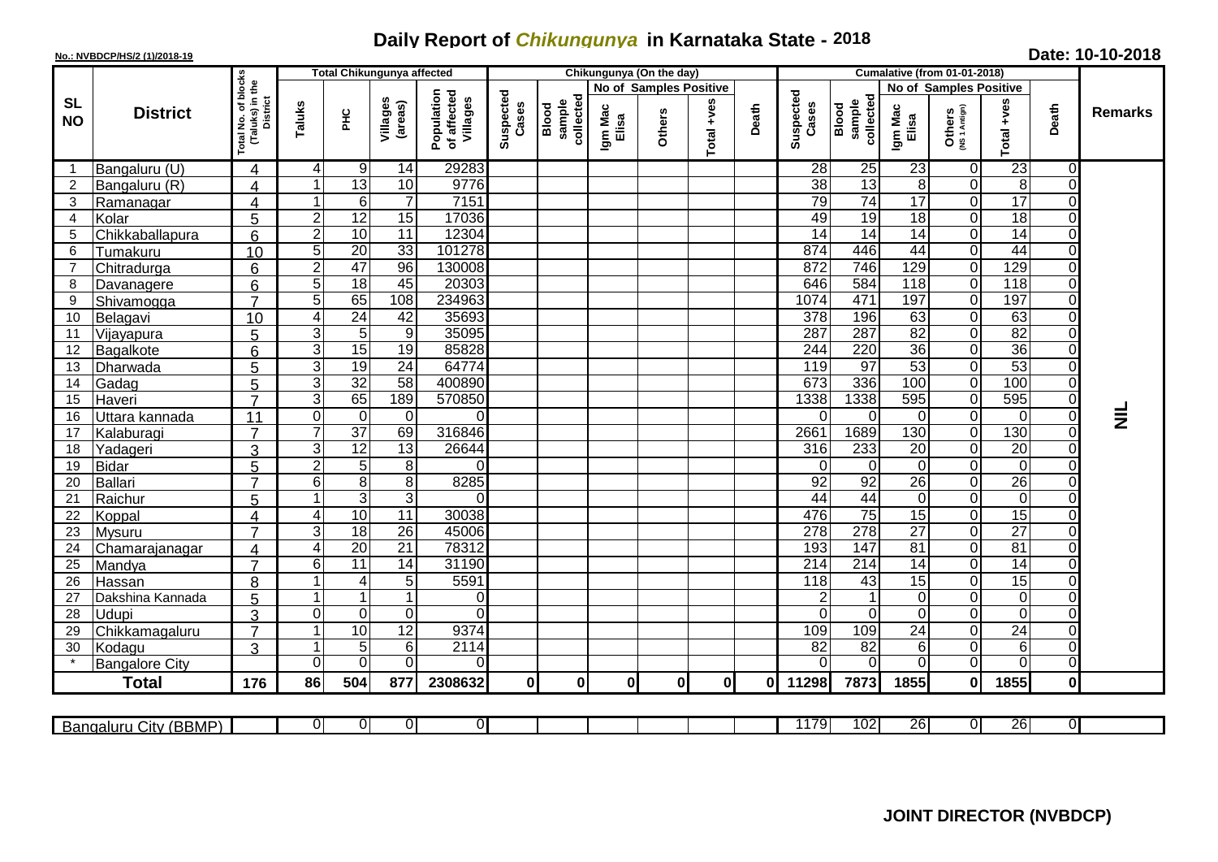# Daily Report of *Chikungunya* in Karnataka State - 2018

**No.: NVBDCP/HS/2 (1)/2018-19**

**Date: 10-10-2018**

| SL NO | District | Total No. of blocks (Taluks) in the District | Total Chikungunya affected | | | | Chikungunya (On the day) | | | | | | | Cumalative (from 01-01-2018) | | | | | | | Remarks |
|---|---|---|---|---|---|---|---|---|---|---|---|---|---|---|---|---|---|---|---|---|---|
| | | | Taluks | PHC | Villages (areas) | Population of affected Villages | Suspected Cases | Blood sample collected | No of Samples Positive | | | Death | Suspected Cases | Blood sample collected | No of Samples Positive | | | Death | |
| | | | | | | | | | Igm Mac Elisa | Others | Total +ves | | | | Igm Mac Elisa | Others (NS 1 Antign) | Total +ves | | |
| 1 | Bangaluru (U) | 4 | 4 | 9 | 14 | 29283 | | | | | | | 28 | 25 | 23 | 0 | 23 | 0 | NIL |
| 2 | Bangaluru (R) | 4 | 1 | 13 | 10 | 9776 | | | | | | | 38 | 13 | 8 | 0 | 8 | 0 | |
| 3 | Ramanagar | 4 | 1 | 6 | 7 | 7151 | | | | | | | 79 | 74 | 17 | 0 | 17 | 0 | |
| 4 | Kolar | 5 | 2 | 12 | 15 | 17036 | | | | | | | 49 | 19 | 18 | 0 | 18 | 0 | |
| 5 | Chikkaballapura | 6 | 2 | 10 | 11 | 12304 | | | | | | | 14 | 14 | 14 | 0 | 14 | 0 | |
| 6 | Tumakuru | 10 | 5 | 20 | 33 | 101278 | | | | | | | 874 | 446 | 44 | 0 | 44 | 0 | |
| 7 | Chitradurga | 6 | 2 | 47 | 96 | 130008 | | | | | | | 872 | 746 | 129 | 0 | 129 | 0 | |
| 8 | Davanagere | 6 | 5 | 18 | 45 | 20303 | | | | | | | 646 | 584 | 118 | 0 | 118 | 0 | |
| 9 | Shivamogga | 7 | 5 | 65 | 108 | 234963 | | | | | | | 1074 | 471 | 197 | 0 | 197 | 0 | |
| 10 | Belagavi | 10 | 4 | 24 | 42 | 35693 | | | | | | | 378 | 196 | 63 | 0 | 63 | 0 | |
| 11 | Vijayapura | 5 | 3 | 5 | 9 | 35095 | | | | | | | 287 | 287 | 82 | 0 | 82 | 0 | |
| 12 | Bagalkote | 6 | 3 | 15 | 19 | 85828 | | | | | | | 244 | 220 | 36 | 0 | 36 | 0 | |
| 13 | Dharwada | 5 | 3 | 19 | 24 | 64774 | | | | | | | 119 | 97 | 53 | 0 | 53 | 0 | |
| 14 | Gadag | 5 | 3 | 32 | 58 | 400890 | | | | | | | 673 | 336 | 100 | 0 | 100 | 0 | |
| 15 | Haveri | 7 | 3 | 65 | 189 | 570850 | | | | | | | 1338 | 1338 | 595 | 0 | 595 | 0 | |
| 16 | Uttara kannada | 11 | 0 | 0 | 0 | 0 | | | | | | | 0 | 0 | 0 | 0 | 0 | 0 | |
| 17 | Kalaburagi | 7 | 7 | 37 | 69 | 316846 | | | | | | | 2661 | 1689 | 130 | 0 | 130 | 0 | |
| 18 | Yadageri | 3 | 3 | 12 | 13 | 26644 | | | | | | | 316 | 233 | 20 | 0 | 20 | 0 | |
| 19 | Bidar | 5 | 2 | 5 | 8 | 0 | | | | | | | 0 | 0 | 0 | 0 | 0 | 0 | |
| 20 | Ballari | 7 | 6 | 8 | 8 | 8285 | | | | | | | 92 | 92 | 26 | 0 | 26 | 0 | |
| 21 | Raichur | 5 | 1 | 3 | 3 | 0 | | | | | | | 44 | 44 | 0 | 0 | 0 | 0 | |
| 22 | Koppal | 4 | 4 | 10 | 11 | 30038 | | | | | | | 476 | 75 | 15 | 0 | 15 | 0 | |
| 23 | Mysuru | 7 | 3 | 18 | 26 | 45006 | | | | | | | 278 | 278 | 27 | 0 | 27 | 0 | |
| 24 | Chamarajanagar | 4 | 4 | 20 | 21 | 78312 | | | | | | | 193 | 147 | 81 | 0 | 81 | 0 | |
| 25 | Mandya | 7 | 6 | 11 | 14 | 31190 | | | | | | | 214 | 214 | 14 | 0 | 14 | 0 | |
| 26 | Hassan | 8 | 1 | 4 | 5 | 5591 | | | | | | | 118 | 43 | 15 | 0 | 15 | 0 | |
| 27 | Dakshina Kannada | 5 | 1 | 1 | 1 | 0 | | | | | | | 2 | 1 | 0 | 0 | 0 | 0 | |
| 28 | Udupi | 3 | 0 | 0 | 0 | 0 | | | | | | | 0 | 0 | 0 | 0 | 0 | 0 | |
| 29 | Chikkamagaluru | 7 | 1 | 10 | 12 | 9374 | | | | | | | 109 | 109 | 24 | 0 | 24 | 0 | |
| 30 | Kodagu | 3 | 1 | 5 | 6 | 2114 | | | | | | | 82 | 82 | 6 | 0 | 6 | 0 | |
| * | Bangalore City | | 0 | 0 | 0 | 0 | | | | | | | 0 | 0 | 0 | 0 | 0 | 0 | |
| | **Total** | **176** | **86** | **504** | **877** | **2308632** | **0** | **0** | **0** | **0** | **0** | **0** | **11298** | **7873** | **1855** | **0** | **1855** | **0** | |

| | | | | | | | | | | | | | | | | | | |
|---|---|---|---|---|---|---|---|---|---|---|---|---|---|---|---|---|---|---|
| Bangaluru City (BBMP) | | 0 | 0 | 0 | 0 | | | | | | | 1179 | 102 | 26 | 0 | 26 | 0 | |

**JOINT DIRECTOR (NVBDCP)**